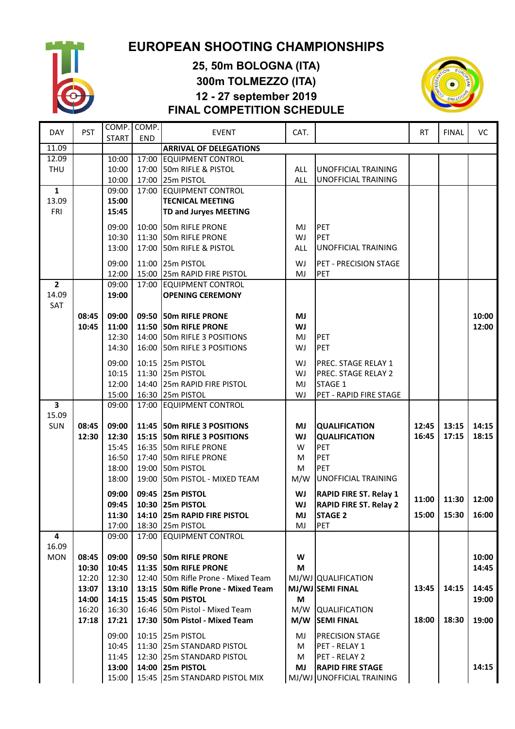# EUROPEAN SHOOTING CHAMPIONSHIPS

## 25, 50m BOLOGNA (ITA)
## 300m TOLMEZZO (ITA)
## 12 - 27 september 2019
## FINAL COMPETITION SCHEDULE

| DAY | PST | COMP. START | COMP. END | EVENT | CAT. | | RT | FINAL | VC |
|---|---|---|---|---|---|---|---|---|---|
| 11.09 | | | | **ARRIVAL OF DELEGATIONS** | | | | | |
| 12.09 | | 10:00 | 17:00 | EQUIPMENT CONTROL | | | | | |
| THU | | 10:00 | 17:00 | 50m RIFLE & PISTOL | ALL | UNOFFICIAL TRAINING | | | |
| | | 10:00 | 17:00 | 25m PISTOL | ALL | UNOFFICIAL TRAINING | | | |
| **1** | | 09:00 | 17:00 | EQUIPMENT CONTROL | | | | | |
| 13.09 | | **15:00** | | **TECNICAL MEETING** | | | | | |
| FRI | | **15:45** | | **TD and Juryes MEETING** | | | | | |
| | | 09:00 | 10:00 | 50m RIFLE PRONE | MJ | PET | | | |
| | | 10:30 | 11:30 | 50m RIFLE PRONE | WJ | PET | | | |
| | | 13:00 | 17:00 | 50m RIFLE & PISTOL | ALL | UNOFFICIAL TRAINING | | | |
| | | 09:00 | 11:00 | 25m PISTOL | WJ | PET - PRECISION STAGE | | | |
| | | 12:00 | 15:00 | 25m RAPID FIRE PISTOL | MJ | PET | | | |
| **2** | | 09:00 | 17:00 | EQUIPMENT CONTROL | | | | | |
| 14.09 | | **19:00** | | **OPENING CEREMONY** | | | | | |
| SAT | | | | | | | | | |
| | **08:45** | **09:00** | **09:50** | **50m RIFLE PRONE** | **MJ** | | | | **10:00** |
| | **10:45** | **11:00** | **11:50** | **50m RIFLE PRONE** | **WJ** | | | | **12:00** |
| | | 12:30 | 14:00 | 50m RIFLE 3 POSITIONS | MJ | PET | | | |
| | | 14:30 | 16:00 | 50m RIFLE 3 POSITIONS | WJ | PET | | | |
| | | 09:00 | 10:15 | 25m PISTOL | WJ | PREC. STAGE RELAY 1 | | | |
| | | 10:15 | 11:30 | 25m PISTOL | WJ | PREC. STAGE RELAY 2 | | | |
| | | 12:00 | 14:40 | 25m RAPID FIRE PISTOL | MJ | STAGE 1 | | | |
| | | 15:00 | 16:30 | 25m PISTOL | WJ | PET - RAPID FIRE STAGE | | | |
| **3** | | 09:00 | 17:00 | EQUIPMENT CONTROL | | | | | |
| 15.09 | | | | | | | | | |
| SUN | **08:45** | **09:00** | **11:45** | **50m RIFLE 3 POSITIONS** | **MJ** | **QUALIFICATION** | **12:45** | **13:15** | **14:15** |
| | **12:30** | **12:30** | **15:15** | **50m RIFLE 3 POSITIONS** | **WJ** | **QUALIFICATION** | **16:45** | **17:15** | **18:15** |
| | | 15:45 | 16:35 | 50m RIFLE PRONE | W | PET | | | |
| | | 16:50 | 17:40 | 50m RIFLE PRONE | M | PET | | | |
| | | 18:00 | 19:00 | 50m PISTOL | M | PET | | | |
| | | 18:00 | 19:00 | 50m PISTOL - MIXED TEAM | M/W | UNOFFICIAL TRAINING | | | |
| | | **09:00** | **09:45** | **25m PISTOL** | **WJ** | **RAPID FIRE ST. Relay 1** | **11:00** | **11:30** | **12:00** |
| | | **09:45** | **10:30** | **25m PISTOL** | **WJ** | **RAPID FIRE ST. Relay 2** | | | |
| | | **11:30** | **14:10** | **25m RAPID FIRE PISTOL** | **MJ** | **STAGE 2** | **15:00** | **15:30** | **16:00** |
| | | 17:00 | 18:30 | 25m PISTOL | MJ | PET | | | |
| **4** | | 09:00 | 17:00 | EQUIPMENT CONTROL | | | | | |
| 16.09 | | | | | | | | | |
| MON | **08:45** | **09:00** | **09:50** | **50m RIFLE PRONE** | **W** | | | | **10:00** |
| | **10:30** | **10:45** | **11:35** | **50m RIFLE PRONE** | **M** | | | | **14:45** |
| | 12:20 | 12:30 | 12:40 | 50m Rifle Prone - Mixed Team | MJ/WJ | QUALIFICATION | | | |
| | **13:07** | **13:10** | **13:15** | **50m Rifle Prone - Mixed Team** | **MJ/WJ** | **SEMI FINAL** | **13:45** | **14:15** | **14:45** |
| | **14:00** | **14:15** | **15:45** | **50m PISTOL** | **M** | | | | **19:00** |
| | 16:20 | 16:30 | 16:46 | 50m Pistol - Mixed Team | M/W | QUALIFICATION | | | |
| | **17:18** | **17:21** | **17:30** | **50m Pistol - Mixed Team** | **M/W** | **SEMI FINAL** | **18:00** | **18:30** | **19:00** |
| | | 09:00 | 10:15 | 25m PISTOL | MJ | PRECISION STAGE | | | |
| | | 10:45 | 11:30 | 25m STANDARD PISTOL | M | PET - RELAY 1 | | | |
| | | 11:45 | 12:30 | 25m STANDARD PISTOL | M | PET - RELAY 2 | | | |
| | | **13:00** | **14:00** | **25m PISTOL** | **MJ** | **RAPID FIRE STAGE** | | | **14:15** |
| | | 15:00 | 15:45 | 25m STANDARD PISTOL MIX | MJ/WJ | UNOFFICIAL TRAINING | | | |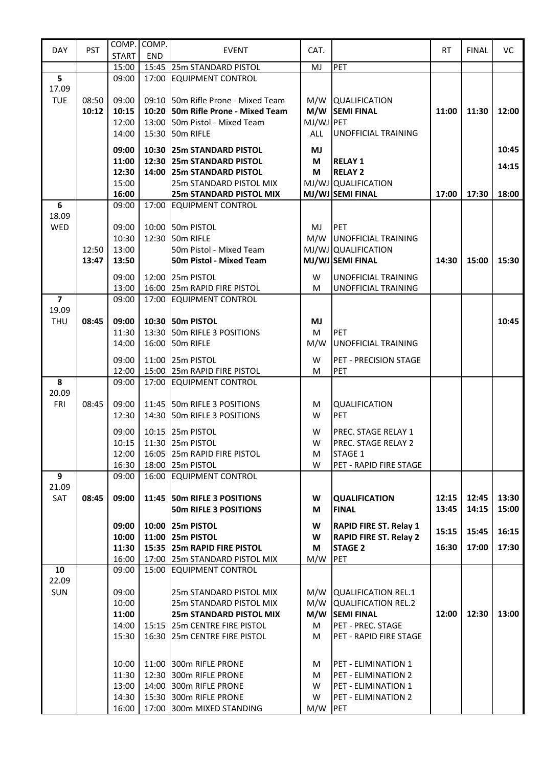| DAY | PST | COMP. START | COMP. END | EVENT | CAT. | | RT | FINAL | VC |
|---|---|---|---|---|---|---|---|---|---|
| | | 15:00 | 15:45 | 25m STANDARD PISTOL | MJ | PET | | | |
| **5** | | 09:00 | 17:00 | EQUIPMENT CONTROL | | | | | |
| 17.09 | | | | | | | | | |
| TUE | 08:50 | 09:00 | 09:10 | 50m Rifle Prone - Mixed Team | M/W | QUALIFICATION | | | |
| | **10:12** | **10:15** | **10:20** | **50m Rifle Prone - Mixed Team** | **M/W** | **SEMI FINAL** | **11:00** | **11:30** | **12:00** |
| | | 12:00 | 13:00 | 50m Pistol - Mixed Team | MJ/WJ | PET | | | |
| | | 14:00 | 15:30 | 50m RIFLE | ALL | UNOFFICIAL TRAINING | | | |
| | | **09:00** | **10:30** | **25m STANDARD PISTOL** | **MJ** | | | | **10:45** |
| | | **11:00** | **12:30** | **25m STANDARD PISTOL** | **M** | **RELAY 1** | | | **14:15** |
| | | **12:30** | **14:00** | **25m STANDARD PISTOL** | **M** | **RELAY 2** | | | |
| | | 15:00 | | 25m STANDARD PISTOL MIX | MJ/WJ | QUALIFICATION | | | |
| | | **16:00** | | **25m STANDARD PISTOL MIX** | **MJ/WJ** | **SEMI FINAL** | **17:00** | **17:30** | **18:00** |
| **6** | | 09:00 | 17:00 | EQUIPMENT CONTROL | | | | | |
| 18.09 | | | | | | | | | |
| WED | | 09:00 | 10:00 | 50m PISTOL | MJ | PET | | | |
| | | 10:30 | 12:30 | 50m RIFLE | M/W | UNOFFICIAL TRAINING | | | |
| | 12:50 | 13:00 | | 50m Pistol - Mixed Team | MJ/WJ | QUALIFICATION | | | |
| | **13:47** | **13:50** | | **50m Pistol - Mixed Team** | **MJ/WJ** | **SEMI FINAL** | **14:30** | **15:00** | **15:30** |
| | | 09:00 | 12:00 | 25m PISTOL | W | UNOFFICIAL TRAINING | | | |
| | | 13:00 | 16:00 | 25m RAPID FIRE PISTOL | M | UNOFFICIAL TRAINING | | | |
| **7** | | 09:00 | 17:00 | EQUIPMENT CONTROL | | | | | |
| 19.09 | | | | | | | | | |
| THU | **08:45** | **09:00** | **10:30** | **50m PISTOL** | **MJ** | | | | **10:45** |
| | | 11:30 | 13:30 | 50m RIFLE 3 POSITIONS | M | PET | | | |
| | | 14:00 | 16:00 | 50m RIFLE | M/W | UNOFFICIAL TRAINING | | | |
| | | 09:00 | 11:00 | 25m PISTOL | W | PET - PRECISION STAGE | | | |
| | | 12:00 | 15:00 | 25m RAPID FIRE PISTOL | M | PET | | | |
| **8** | | 09:00 | 17:00 | EQUIPMENT CONTROL | | | | | |
| 20.09 | | | | | | | | | |
| FRI | 08:45 | 09:00 | 11:45 | 50m RIFLE 3 POSITIONS | M | QUALIFICATION | | | |
| | | 12:30 | 14:30 | 50m RIFLE 3 POSITIONS | W | PET | | | |
| | | 09:00 | 10:15 | 25m PISTOL | W | PREC. STAGE RELAY 1 | | | |
| | | 10:15 | 11:30 | 25m PISTOL | W | PREC. STAGE RELAY 2 | | | |
| | | 12:00 | 16:05 | 25m RAPID FIRE PISTOL | M | STAGE 1 | | | |
| | | 16:30 | 18:00 | 25m PISTOL | W | PET - RAPID FIRE STAGE | | | |
| **9** | | 09:00 | 16:00 | EQUIPMENT CONTROL | | | | | |
| 21.09 | | | | | | | | | |
| SAT | **08:45** | **09:00** | **11:45** | **50m RIFLE 3 POSITIONS** | **W** | **QUALIFICATION** | **12:15** | **12:45** | **13:30** |
| | | | | **50m RIFLE 3 POSITIONS** | **M** | **FINAL** | **13:45** | **14:15** | **15:00** |
| | | **09:00** | **10:00** | **25m PISTOL** | **W** | **RAPID FIRE ST. Relay 1** | **15:15** | **15:45** | **16:15** |
| | | **10:00** | **11:00** | **25m PISTOL** | **W** | **RAPID FIRE ST. Relay 2** | | | |
| | | **11:30** | **15:35** | **25m RAPID FIRE PISTOL** | **M** | **STAGE 2** | **16:30** | **17:00** | **17:30** |
| | | 16:00 | 17:00 | 25m STANDARD PISTOL MIX | M/W | PET | | | |
| **10** | | 09:00 | 15:00 | EQUIPMENT CONTROL | | | | | |
| 22.09 | | | | | | | | | |
| SUN | | 09:00 | | 25m STANDARD PISTOL MIX | M/W | QUALIFICATION REL.1 | | | |
| | | 10:00 | | 25m STANDARD PISTOL MIX | M/W | QUALIFICATION REL.2 | | | |
| | | **11:00** | | **25m STANDARD PISTOL MIX** | **M/W** | **SEMI FINAL** | **12:00** | **12:30** | **13:00** |
| | | 14:00 | 15:15 | 25m CENTRE FIRE PISTOL | M | PET - PREC. STAGE | | | |
| | | 15:30 | 16:30 | 25m CENTRE FIRE PISTOL | M | PET - RAPID FIRE STAGE | | | |
| | | 10:00 | 11:00 | 300m RIFLE PRONE | M | PET - ELIMINATION 1 | | | |
| | | 11:30 | 12:30 | 300m RIFLE PRONE | M | PET - ELIMINATION 2 | | | |
| | | 13:00 | 14:00 | 300m RIFLE PRONE | W | PET - ELIMINATION 1 | | | |
| | | 14:30 | 15:30 | 300m RIFLE PRONE | W | PET - ELIMINATION 2 | | | |
| | | 16:00 | 17:00 | 300m MIXED STANDING | M/W | PET | | | |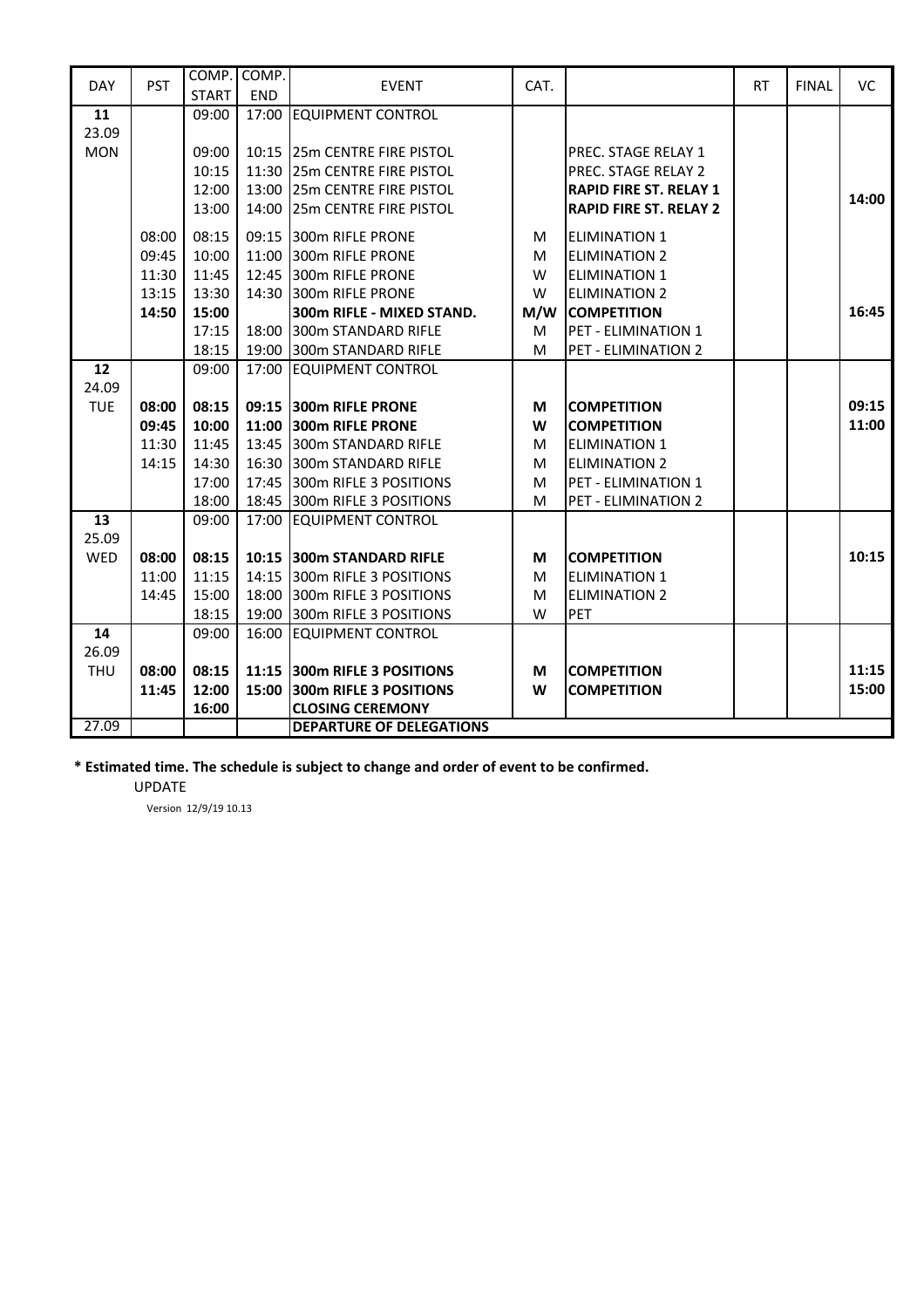| DAY | PST | COMP. START | COMP. END | EVENT | CAT. | | RT | FINAL | VC |
|---|---|---|---|---|---|---|---|---|---|
| **11** | | 09:00 | 17:00 | EQUIPMENT CONTROL | | | | | |
| 23.09 | | | | | | | | | |
| MON | | 09:00 | 10:15 | 25m CENTRE FIRE PISTOL | | PREC. STAGE RELAY 1 | | | |
| | | 10:15 | 11:30 | 25m CENTRE FIRE PISTOL | | PREC. STAGE RELAY 2 | | | |
| | | 12:00 | 13:00 | 25m CENTRE FIRE PISTOL | | **RAPID FIRE ST. RELAY 1** | | | |
| | | 13:00 | 14:00 | 25m CENTRE FIRE PISTOL | | **RAPID FIRE ST. RELAY 2** | | | **14:00** |
| | 08:00 | 08:15 | 09:15 | 300m RIFLE PRONE | M | ELIMINATION 1 | | | |
| | 09:45 | 10:00 | 11:00 | 300m RIFLE PRONE | M | ELIMINATION 2 | | | |
| | 11:30 | 11:45 | 12:45 | 300m RIFLE PRONE | W | ELIMINATION 1 | | | |
| | 13:15 | 13:30 | 14:30 | 300m RIFLE PRONE | W | ELIMINATION 2 | | | |
| | **14:50** | **15:00** | | **300m RIFLE - MIXED STAND.** | **M/W** | **COMPETITION** | | | **16:45** |
| | | 17:15 | 18:00 | 300m STANDARD RIFLE | M | PET - ELIMINATION 1 | | | |
| | | 18:15 | 19:00 | 300m STANDARD RIFLE | M | PET - ELIMINATION 2 | | | |
| **12** | | 09:00 | 17:00 | EQUIPMENT CONTROL | | | | | |
| 24.09 | | | | | | | | | |
| TUE | **08:00** | **08:15** | **09:15** | **300m RIFLE PRONE** | **M** | **COMPETITION** | | | **09:15** |
| | **09:45** | **10:00** | **11:00** | **300m RIFLE PRONE** | **W** | **COMPETITION** | | | **11:00** |
| | 11:30 | 11:45 | 13:45 | 300m STANDARD RIFLE | M | ELIMINATION 1 | | | |
| | 14:15 | 14:30 | 16:30 | 300m STANDARD RIFLE | M | ELIMINATION 2 | | | |
| | | 17:00 | 17:45 | 300m RIFLE 3 POSITIONS | M | PET - ELIMINATION 1 | | | |
| | | 18:00 | 18:45 | 300m RIFLE 3 POSITIONS | M | PET - ELIMINATION 2 | | | |
| **13** | | 09:00 | 17:00 | EQUIPMENT CONTROL | | | | | |
| 25.09 | | | | | | | | | |
| WED | **08:00** | **08:15** | **10:15** | **300m STANDARD RIFLE** | **M** | **COMPETITION** | | | **10:15** |
| | 11:00 | 11:15 | 14:15 | 300m RIFLE 3 POSITIONS | M | ELIMINATION 1 | | | |
| | 14:45 | 15:00 | 18:00 | 300m RIFLE 3 POSITIONS | M | ELIMINATION 2 | | | |
| | | 18:15 | 19:00 | 300m RIFLE 3 POSITIONS | W | PET | | | |
| **14** | | 09:00 | 16:00 | EQUIPMENT CONTROL | | | | | |
| 26.09 | | | | | | | | | |
| THU | **08:00** | **08:15** | **11:15** | **300m RIFLE 3 POSITIONS** | **M** | **COMPETITION** | | | **11:15** |
| | **11:45** | **12:00** | **15:00** | **300m RIFLE 3 POSITIONS** | **W** | **COMPETITION** | | | **15:00** |
| | | **16:00** | | **CLOSING CEREMONY** | | | | | |
| 27.09 | | | | **DEPARTURE OF DELEGATIONS** | | | | | |

**\* Estimated time. The schedule is subject to change and order of event to be confirmed.**

UPDATE

Version 12/9/19 10.13